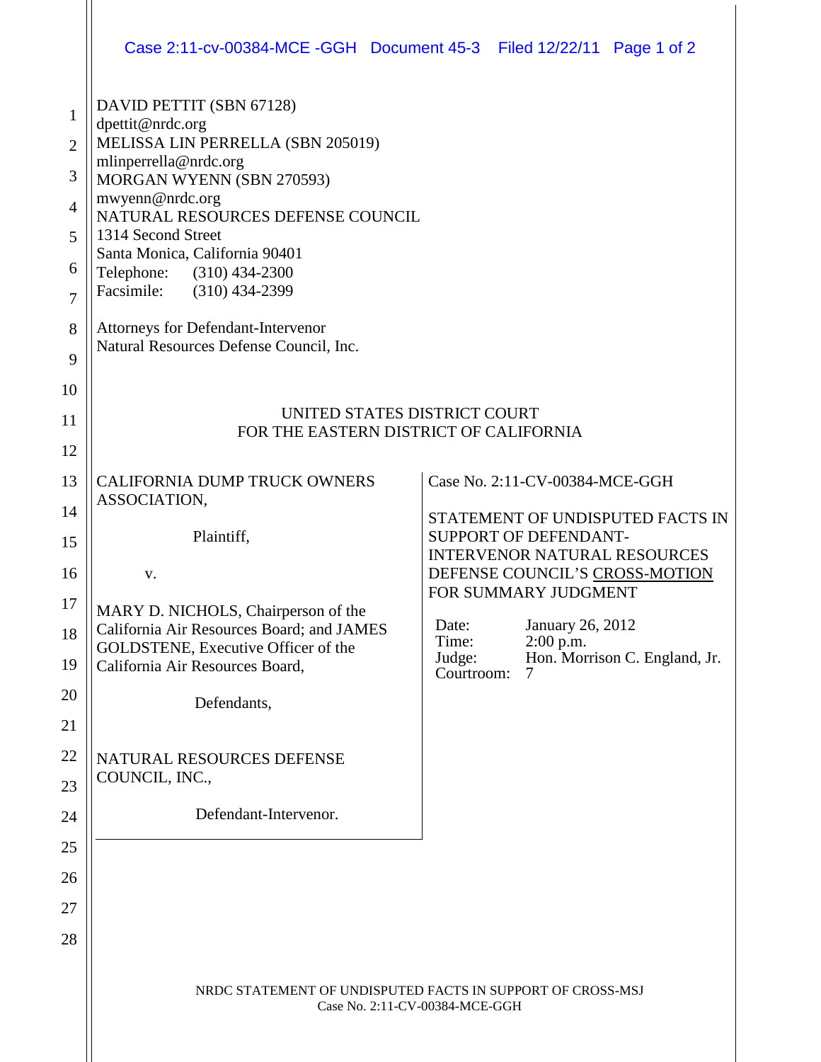DAVID PETTIT (SBN 67128)
dpettit@nrdc.org
MELISSA LIN PERRELLA (SBN 205019)
mlinperrella@nrdc.org
MORGAN WYENN (SBN 270593)
mwyenn@nrdc.org
NATURAL RESOURCES DEFENSE COUNCIL
1314 Second Street
Santa Monica, California 90401
Telephone: (310) 434-2300
Facsimile: (310) 434-2399

Attorneys for Defendant-Intervenor
Natural Resources Defense Council, Inc.

UNITED STATES DISTRICT COURT
FOR THE EASTERN DISTRICT OF CALIFORNIA

CALIFORNIA DUMP TRUCK OWNERS ASSOCIATION,

Plaintiff,

v.

MARY D. NICHOLS, Chairperson of the California Air Resources Board; and JAMES GOLDSTENE, Executive Officer of the California Air Resources Board,

Defendants,

NATURAL RESOURCES DEFENSE COUNCIL, INC.,

Defendant-Intervenor.

Case No. 2:11-CV-00384-MCE-GGH

STATEMENT OF UNDISPUTED FACTS IN SUPPORT OF DEFENDANT-INTERVENOR NATURAL RESOURCES DEFENSE COUNCIL'S CROSS-MOTION FOR SUMMARY JUDGMENT

Date: January 26, 2012
Time: 2:00 p.m.
Judge: Hon. Morrison C. England, Jr.
Courtroom: 7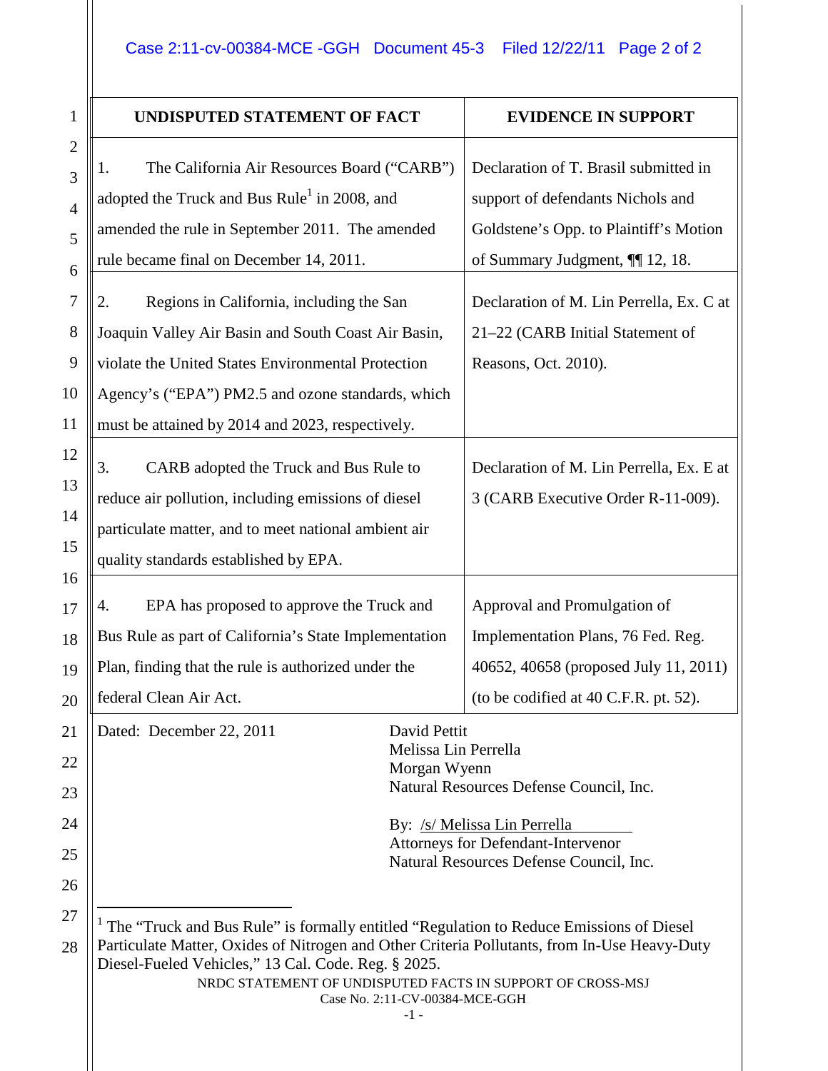| UNDISPUTED STATEMENT OF FACT | EVIDENCE IN SUPPORT |
|---|---|
| 1. The California Air Resources Board ("CARB") adopted the Truck and Bus Rule[1] in 2008, and amended the rule in September 2011. The amended rule became final on December 14, 2011. | Declaration of T. Brasil submitted in support of defendants Nichols and Goldstene's Opp. to Plaintiff's Motion of Summary Judgment, ¶¶ 12, 18. |
| 2. Regions in California, including the San Joaquin Valley Air Basin and South Coast Air Basin, violate the United States Environmental Protection Agency's ("EPA") PM2.5 and ozone standards, which must be attained by 2014 and 2023, respectively. | Declaration of M. Lin Perrella, Ex. C at 21–22 (CARB Initial Statement of Reasons, Oct. 2010). |
| 3. CARB adopted the Truck and Bus Rule to reduce air pollution, including emissions of diesel particulate matter, and to meet national ambient air quality standards established by EPA. | Declaration of M. Lin Perrella, Ex. E at 3 (CARB Executive Order R-11-009). |
| 4. EPA has proposed to approve the Truck and Bus Rule as part of California's State Implementation Plan, finding that the rule is authorized under the federal Clean Air Act. | Approval and Promulgation of Implementation Plans, 76 Fed. Reg. 40652, 40658 (proposed July 11, 2011) (to be codified at 40 C.F.R. pt. 52). |

Dated: December 22, 2011

David Pettit
Melissa Lin Perrella
Morgan Wyenn
Natural Resources Defense Council, Inc.

By: /s/ Melissa Lin Perrella
Attorneys for Defendant-Intervenor
Natural Resources Defense Council, Inc.

[1] The "Truck and Bus Rule" is formally entitled "Regulation to Reduce Emissions of Diesel Particulate Matter, Oxides of Nitrogen and Other Criteria Pollutants, from In-Use Heavy-Duty Diesel-Fueled Vehicles," 13 Cal. Code. Reg. § 2025.